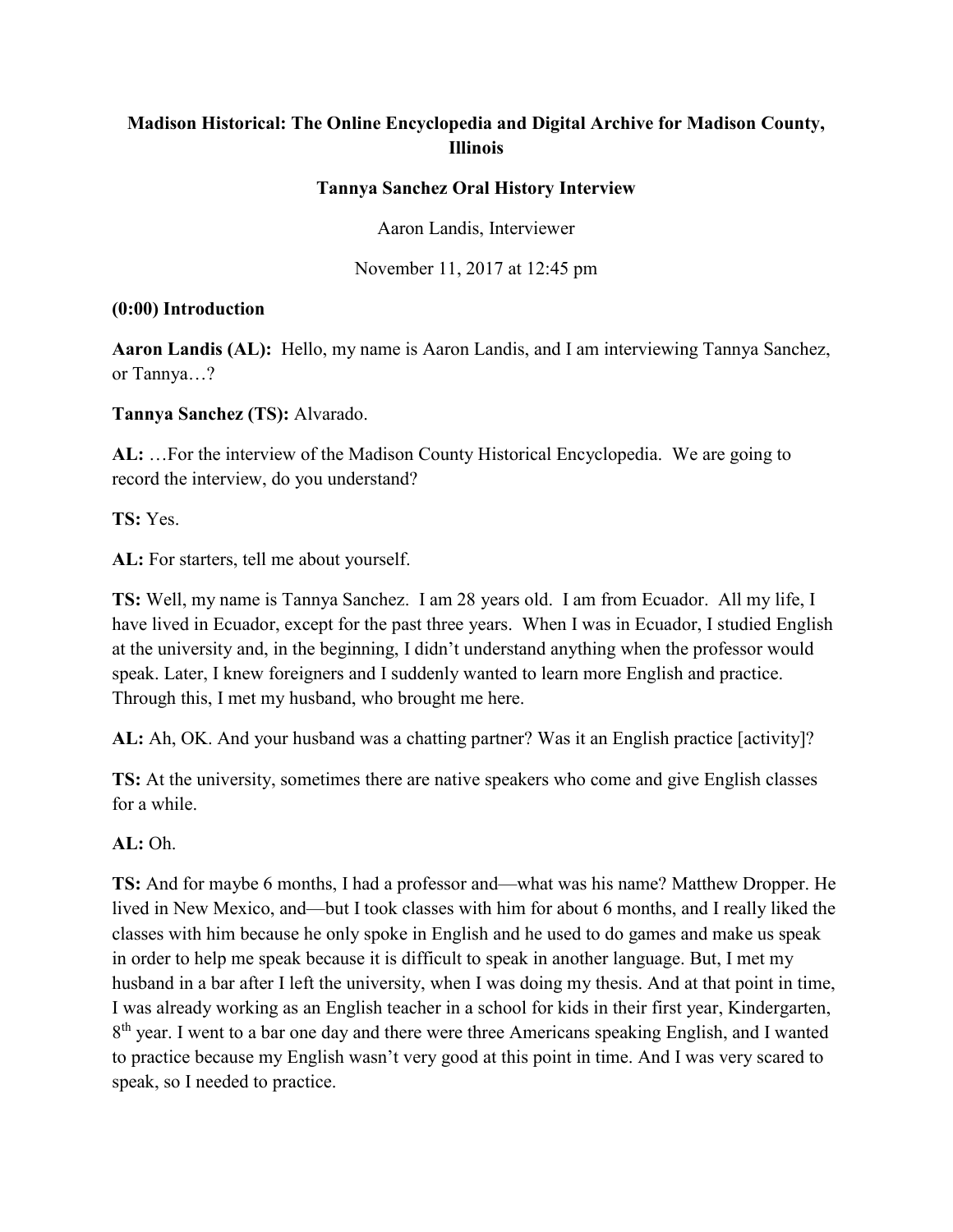**Madison Historical: The Online Encyclopedia and Digital Archive for Madison County, Illinois**

**Tannya Sanchez Oral History Interview**

Aaron Landis, Interviewer

November 11, 2017 at 12:45 pm

**(0:00) Introduction**

**Aaron Landis (AL):** Hello, my name is Aaron Landis, and I am interviewing Tannya Sanchez, or Tannya…?

**Tannya Sanchez (TS):** Alvarado.

**AL:** …For the interview of the Madison County Historical Encyclopedia. We are going to record the interview, do you understand?

**TS:** Yes.

**AL:** For starters, tell me about yourself.

**TS:** Well, my name is Tannya Sanchez. I am 28 years old. I am from Ecuador. All my life, I have lived in Ecuador, except for the past three years. When I was in Ecuador, I studied English at the university and, in the beginning, I didn't understand anything when the professor would speak. Later, I knew foreigners and I suddenly wanted to learn more English and practice. Through this, I met my husband, who brought me here.

**AL:** Ah, OK. And your husband was a chatting partner? Was it an English practice [activity]?

**TS:** At the university, sometimes there are native speakers who come and give English classes for a while.

**AL:** Oh.

**TS:** And for maybe 6 months, I had a professor and—what was his name? Matthew Dropper. He lived in New Mexico, and—but I took classes with him for about 6 months, and I really liked the classes with him because he only spoke in English and he used to do games and make us speak in order to help me speak because it is difficult to speak in another language. But, I met my husband in a bar after I left the university, when I was doing my thesis. And at that point in time, I was already working as an English teacher in a school for kids in their first year, Kindergarten, 8th year. I went to a bar one day and there were three Americans speaking English, and I wanted to practice because my English wasn't very good at this point in time. And I was very scared to speak, so I needed to practice.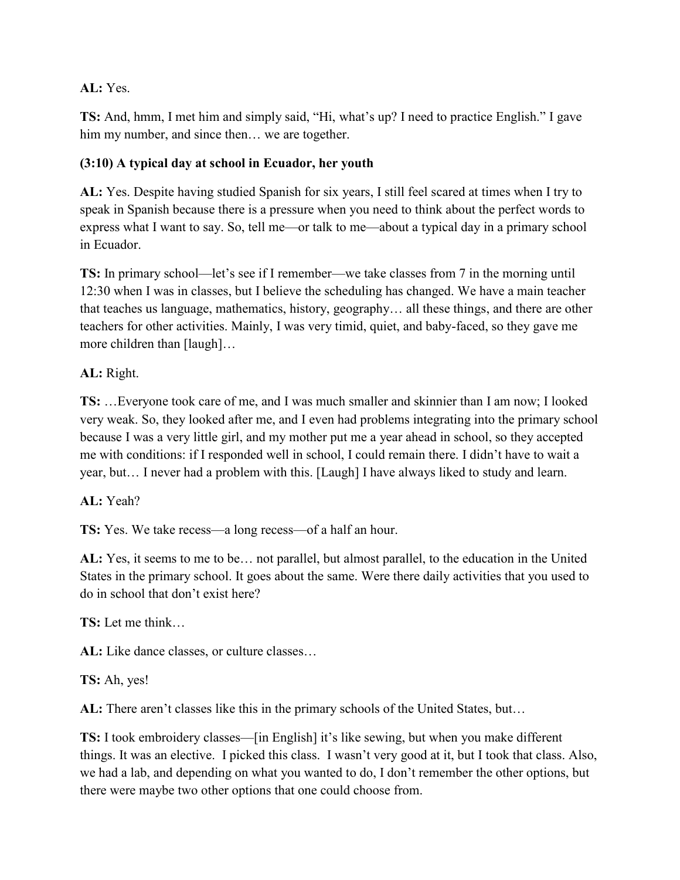**AL:** Yes.

**TS:** And, hmm, I met him and simply said, "Hi, what's up? I need to practice English." I gave him my number, and since then… we are together.

**(3:10) A typical day at school in Ecuador, her youth**

**AL:** Yes. Despite having studied Spanish for six years, I still feel scared at times when I try to speak in Spanish because there is a pressure when you need to think about the perfect words to express what I want to say. So, tell me—or talk to me—about a typical day in a primary school in Ecuador.

**TS:** In primary school—let's see if I remember—we take classes from 7 in the morning until 12:30 when I was in classes, but I believe the scheduling has changed. We have a main teacher that teaches us language, mathematics, history, geography… all these things, and there are other teachers for other activities. Mainly, I was very timid, quiet, and baby-faced, so they gave me more children than [laugh]…

**AL:** Right.

**TS:** …Everyone took care of me, and I was much smaller and skinnier than I am now; I looked very weak. So, they looked after me, and I even had problems integrating into the primary school because I was a very little girl, and my mother put me a year ahead in school, so they accepted me with conditions: if I responded well in school, I could remain there. I didn't have to wait a year, but… I never had a problem with this. [Laugh] I have always liked to study and learn.

**AL:** Yeah?

**TS:** Yes. We take recess—a long recess—of a half an hour.

**AL:** Yes, it seems to me to be… not parallel, but almost parallel, to the education in the United States in the primary school. It goes about the same. Were there daily activities that you used to do in school that don't exist here?

**TS:** Let me think…

**AL:** Like dance classes, or culture classes…

**TS:** Ah, yes!

**AL:** There aren't classes like this in the primary schools of the United States, but…

**TS:** I took embroidery classes—[in English] it's like sewing, but when you make different things. It was an elective. I picked this class. I wasn't very good at it, but I took that class. Also, we had a lab, and depending on what you wanted to do, I don't remember the other options, but there were maybe two other options that one could choose from.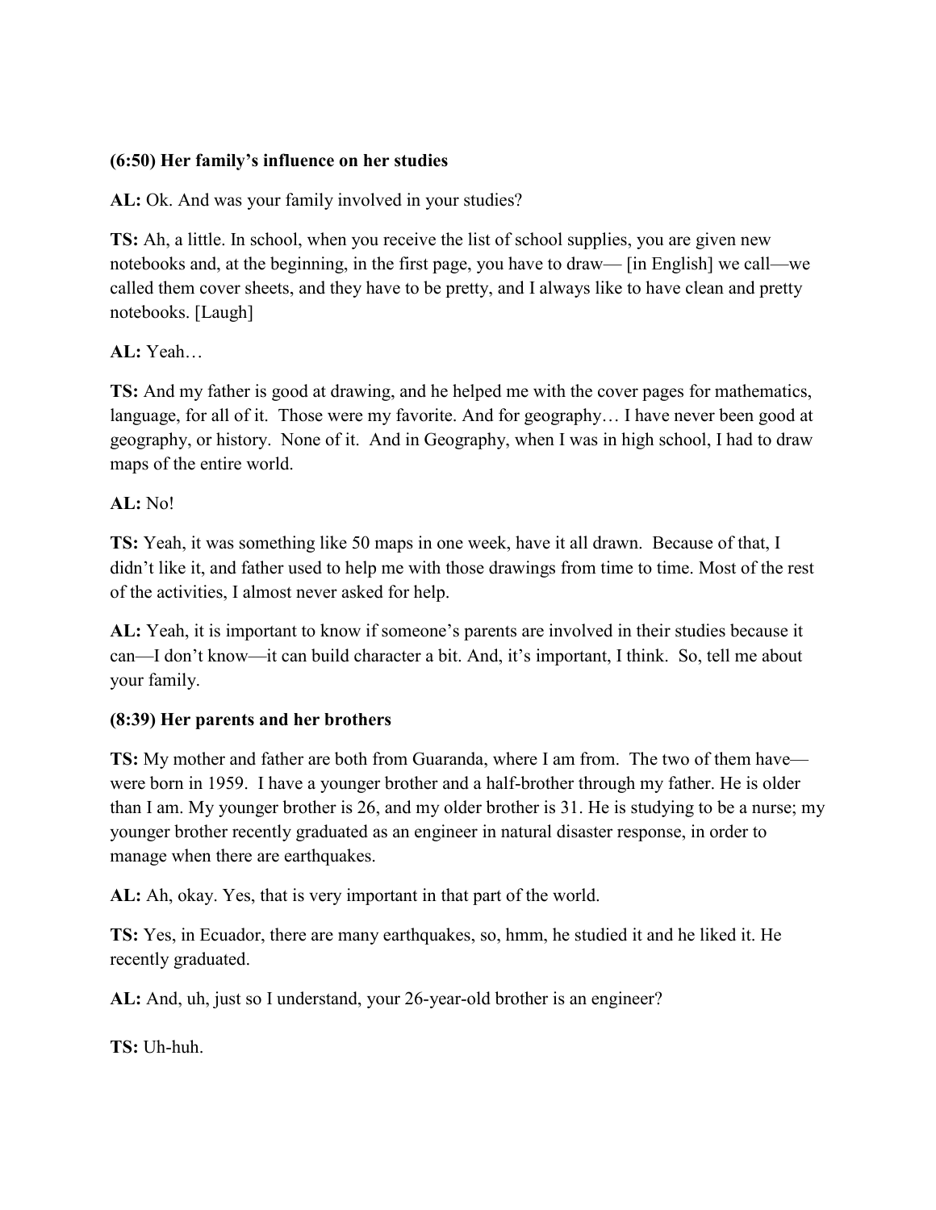**(6:50) Her family's influence on her studies**

**AL:** Ok. And was your family involved in your studies?

**TS:** Ah, a little. In school, when you receive the list of school supplies, you are given new notebooks and, at the beginning, in the first page, you have to draw— [in English] we call—we called them cover sheets, and they have to be pretty, and I always like to have clean and pretty notebooks. [Laugh]

**AL:** Yeah…

**TS:** And my father is good at drawing, and he helped me with the cover pages for mathematics, language, for all of it. Those were my favorite. And for geography… I have never been good at geography, or history. None of it. And in Geography, when I was in high school, I had to draw maps of the entire world.

**AL:** No!

**TS:** Yeah, it was something like 50 maps in one week, have it all drawn. Because of that, I didn't like it, and father used to help me with those drawings from time to time. Most of the rest of the activities, I almost never asked for help.

**AL:** Yeah, it is important to know if someone's parents are involved in their studies because it can—I don't know—it can build character a bit. And, it's important, I think. So, tell me about your family.

**(8:39) Her parents and her brothers**

**TS:** My mother and father are both from Guaranda, where I am from. The two of them have—were born in 1959. I have a younger brother and a half-brother through my father. He is older than I am. My younger brother is 26, and my older brother is 31. He is studying to be a nurse; my younger brother recently graduated as an engineer in natural disaster response, in order to manage when there are earthquakes.

**AL:** Ah, okay. Yes, that is very important in that part of the world.

**TS:** Yes, in Ecuador, there are many earthquakes, so, hmm, he studied it and he liked it. He recently graduated.

**AL:** And, uh, just so I understand, your 26-year-old brother is an engineer?

**TS:** Uh-huh.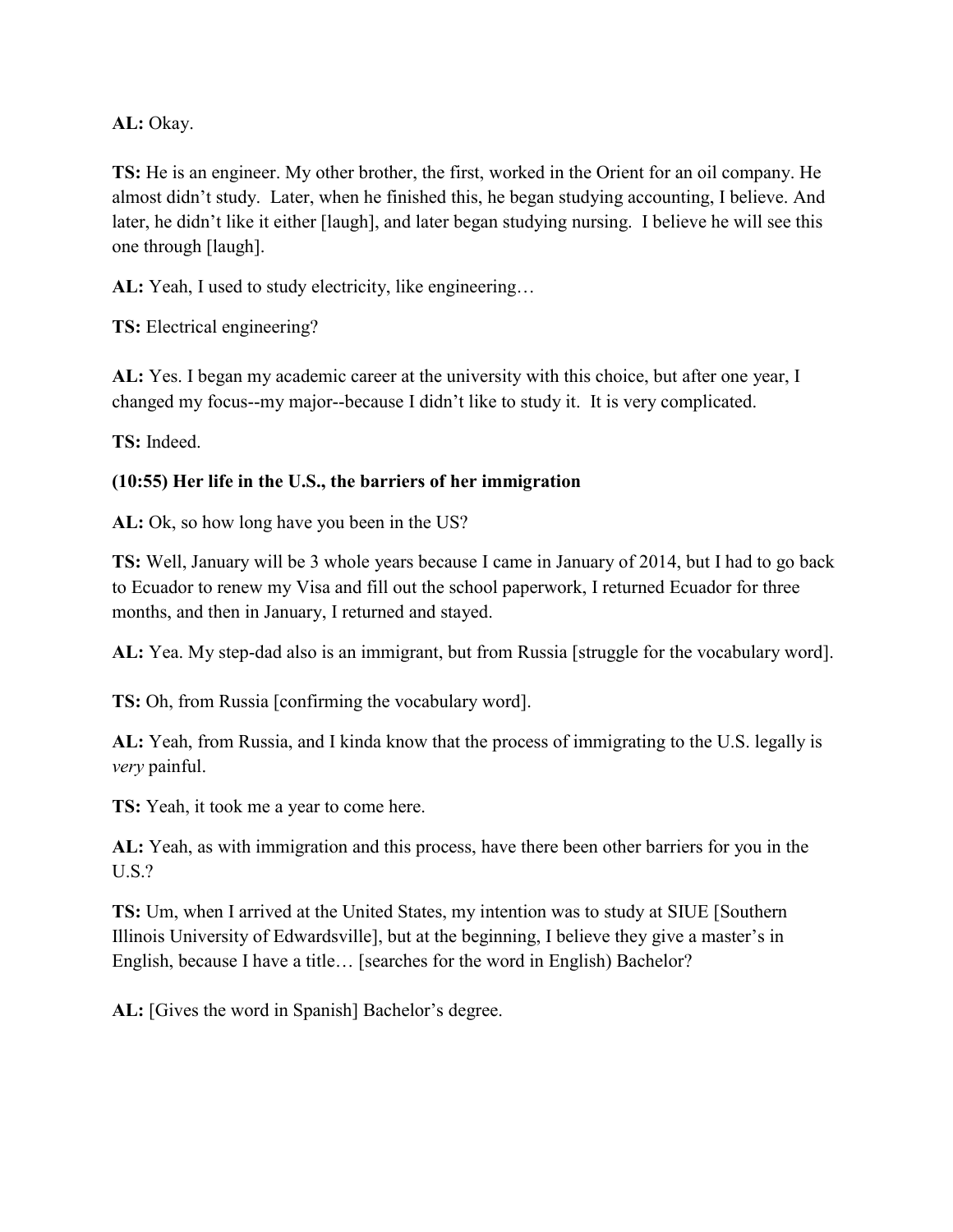**AL:** Okay.

**TS:** He is an engineer. My other brother, the first, worked in the Orient for an oil company. He almost didn't study. Later, when he finished this, he began studying accounting, I believe. And later, he didn't like it either [laugh], and later began studying nursing. I believe he will see this one through [laugh].

**AL:** Yeah, I used to study electricity, like engineering…

**TS:** Electrical engineering?

**AL:** Yes. I began my academic career at the university with this choice, but after one year, I changed my focus--my major--because I didn't like to study it. It is very complicated.

**TS:** Indeed.

**(10:55) Her life in the U.S., the barriers of her immigration**

**AL:** Ok, so how long have you been in the US?

**TS:** Well, January will be 3 whole years because I came in January of 2014, but I had to go back to Ecuador to renew my Visa and fill out the school paperwork, I returned Ecuador for three months, and then in January, I returned and stayed.

**AL:** Yea. My step-dad also is an immigrant, but from Russia [struggle for the vocabulary word].

**TS:** Oh, from Russia [confirming the vocabulary word].

**AL:** Yeah, from Russia, and I kinda know that the process of immigrating to the U.S. legally is *very* painful.

**TS:** Yeah, it took me a year to come here.

**AL:** Yeah, as with immigration and this process, have there been other barriers for you in the U.S.?

**TS:** Um, when I arrived at the United States, my intention was to study at SIUE [Southern Illinois University of Edwardsville], but at the beginning, I believe they give a master's in English, because I have a title… [searches for the word in English) Bachelor?

**AL:** [Gives the word in Spanish] Bachelor's degree.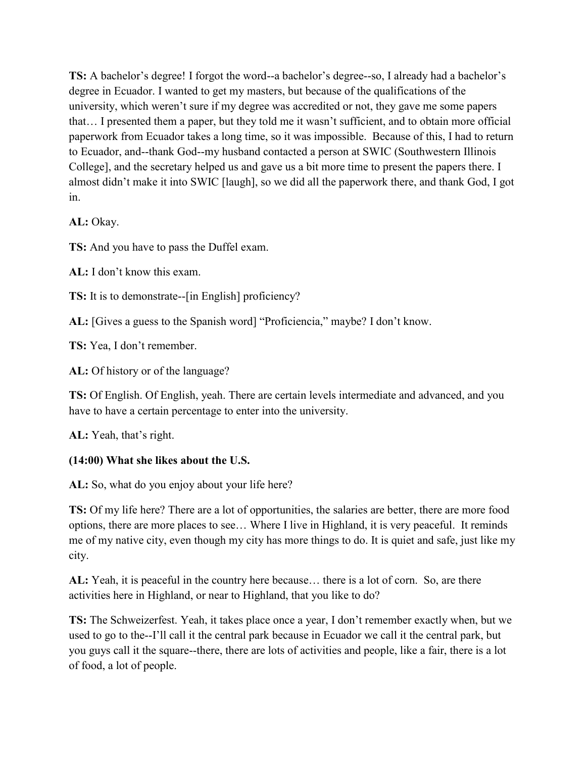**TS:** A bachelor's degree! I forgot the word--a bachelor's degree--so, I already had a bachelor's degree in Ecuador. I wanted to get my masters, but because of the qualifications of the university, which weren't sure if my degree was accredited or not, they gave me some papers that… I presented them a paper, but they told me it wasn't sufficient, and to obtain more official paperwork from Ecuador takes a long time, so it was impossible. Because of this, I had to return to Ecuador, and--thank God--my husband contacted a person at SWIC (Southwestern Illinois College], and the secretary helped us and gave us a bit more time to present the papers there. I almost didn't make it into SWIC [laugh], so we did all the paperwork there, and thank God, I got in.

**AL:** Okay.

**TS:** And you have to pass the Duffel exam.

**AL:** I don't know this exam.

**TS:** It is to demonstrate--[in English] proficiency?

**AL:** [Gives a guess to the Spanish word] "Proficiencia," maybe? I don't know.

**TS:** Yea, I don't remember.

**AL:** Of history or of the language?

**TS:** Of English. Of English, yeah. There are certain levels intermediate and advanced, and you have to have a certain percentage to enter into the university.

**AL:** Yeah, that's right.

**(14:00) What she likes about the U.S.**

**AL:** So, what do you enjoy about your life here?

**TS:** Of my life here? There are a lot of opportunities, the salaries are better, there are more food options, there are more places to see… Where I live in Highland, it is very peaceful. It reminds me of my native city, even though my city has more things to do. It is quiet and safe, just like my city.

**AL:** Yeah, it is peaceful in the country here because… there is a lot of corn. So, are there activities here in Highland, or near to Highland, that you like to do?

**TS:** The Schweizerfest. Yeah, it takes place once a year, I don't remember exactly when, but we used to go to the--I'll call it the central park because in Ecuador we call it the central park, but you guys call it the square--there, there are lots of activities and people, like a fair, there is a lot of food, a lot of people.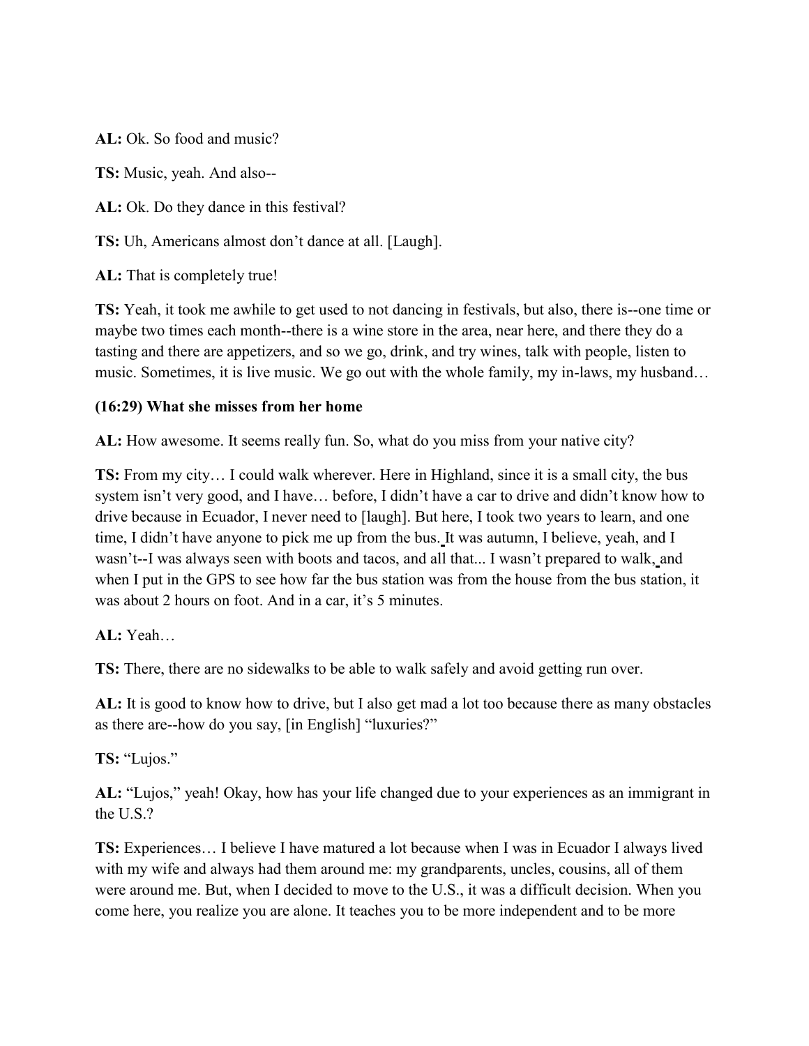**AL:** Ok. So food and music?

**TS:** Music, yeah. And also--

**AL:** Ok. Do they dance in this festival?

**TS:** Uh, Americans almost don't dance at all. [Laugh].

**AL:** That is completely true!

**TS:** Yeah, it took me awhile to get used to not dancing in festivals, but also, there is--one time or maybe two times each month--there is a wine store in the area, near here, and there they do a tasting and there are appetizers, and so we go, drink, and try wines, talk with people, listen to music. Sometimes, it is live music. We go out with the whole family, my in-laws, my husband…

**(16:29) What she misses from her home**

**AL:** How awesome. It seems really fun. So, what do you miss from your native city?

**TS:** From my city… I could walk wherever. Here in Highland, since it is a small city, the bus system isn't very good, and I have… before, I didn't have a car to drive and didn't know how to drive because in Ecuador, I never need to [laugh]. But here, I took two years to learn, and one time, I didn't have anyone to pick me up from the bus. It was autumn, I believe, yeah, and I wasn't--I was always seen with boots and tacos, and all that... I wasn't prepared to walk, and when I put in the GPS to see how far the bus station was from the house from the bus station, it was about 2 hours on foot. And in a car, it's 5 minutes.

**AL:** Yeah…

**TS:** There, there are no sidewalks to be able to walk safely and avoid getting run over.

**AL:** It is good to know how to drive, but I also get mad a lot too because there as many obstacles as there are--how do you say, [in English] "luxuries?"

**TS:** "Lujos."

**AL:** "Lujos," yeah! Okay, how has your life changed due to your experiences as an immigrant in the U.S.?

**TS:** Experiences… I believe I have matured a lot because when I was in Ecuador I always lived with my wife and always had them around me: my grandparents, uncles, cousins, all of them were around me. But, when I decided to move to the U.S., it was a difficult decision. When you come here, you realize you are alone. It teaches you to be more independent and to be more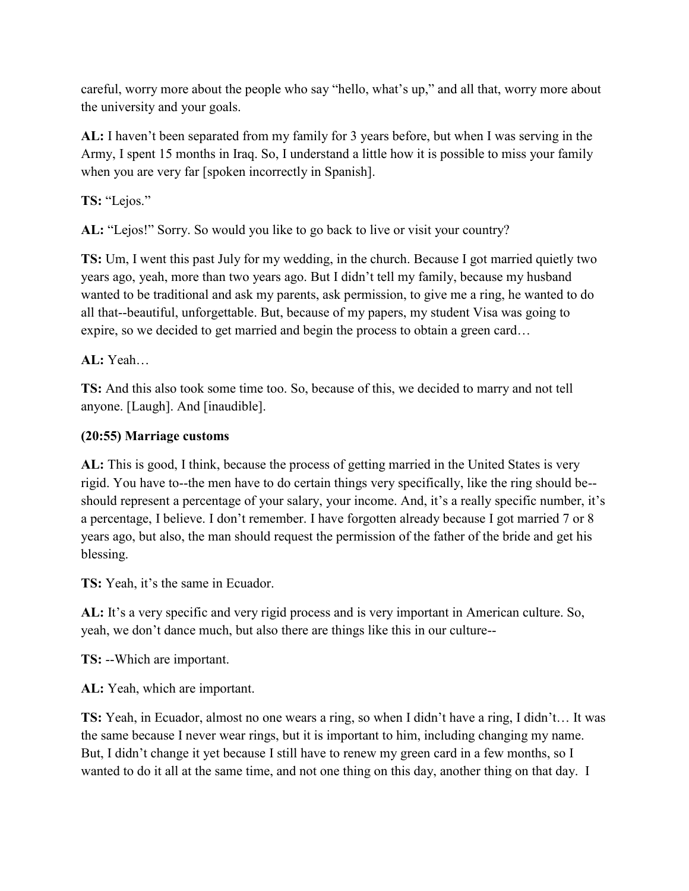careful, worry more about the people who say "hello, what's up," and all that, worry more about the university and your goals.

**AL:** I haven't been separated from my family for 3 years before, but when I was serving in the Army, I spent 15 months in Iraq. So, I understand a little how it is possible to miss your family when you are very far [spoken incorrectly in Spanish].

**TS:** "Lejos."

**AL:** "Lejos!" Sorry. So would you like to go back to live or visit your country?

**TS:** Um, I went this past July for my wedding, in the church. Because I got married quietly two years ago, yeah, more than two years ago. But I didn't tell my family, because my husband wanted to be traditional and ask my parents, ask permission, to give me a ring, he wanted to do all that--beautiful, unforgettable. But, because of my papers, my student Visa was going to expire, so we decided to get married and begin the process to obtain a green card…

**AL:** Yeah…

**TS:** And this also took some time too. So, because of this, we decided to marry and not tell anyone. [Laugh]. And [inaudible].

**(20:55) Marriage customs**

**AL:** This is good, I think, because the process of getting married in the United States is very rigid. You have to--the men have to do certain things very specifically, like the ring should be--should represent a percentage of your salary, your income. And, it's a really specific number, it's a percentage, I believe. I don't remember. I have forgotten already because I got married 7 or 8 years ago, but also, the man should request the permission of the father of the bride and get his blessing.

**TS:** Yeah, it's the same in Ecuador.

**AL:** It's a very specific and very rigid process and is very important in American culture. So, yeah, we don't dance much, but also there are things like this in our culture--

**TS:** --Which are important.

**AL:** Yeah, which are important.

**TS:** Yeah, in Ecuador, almost no one wears a ring, so when I didn't have a ring, I didn't… It was the same because I never wear rings, but it is important to him, including changing my name. But, I didn't change it yet because I still have to renew my green card in a few months, so I wanted to do it all at the same time, and not one thing on this day, another thing on that day. I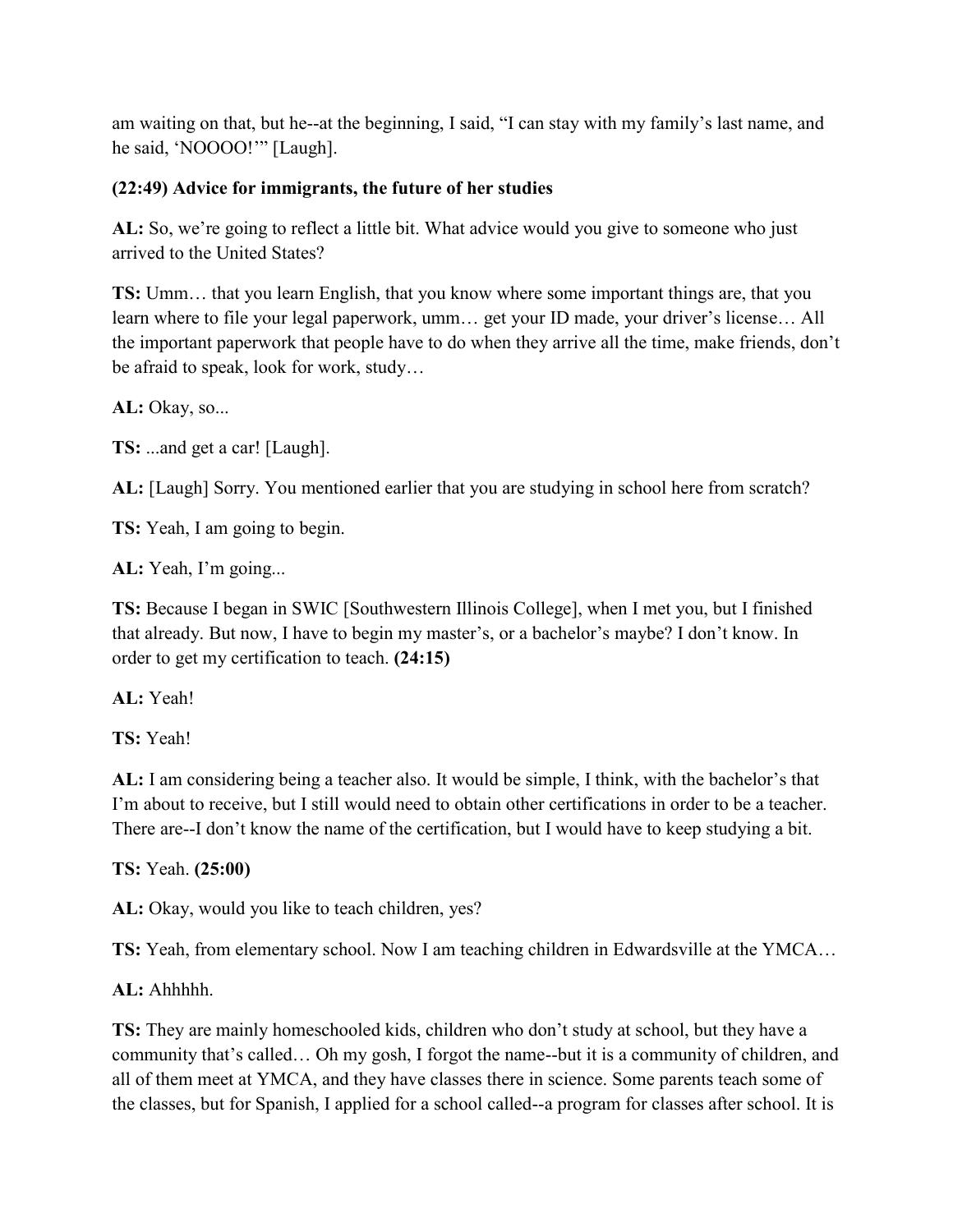am waiting on that, but he--at the beginning, I said, "I can stay with my family's last name, and he said, 'NOOOO!'" [Laugh].

**(22:49) Advice for immigrants, the future of her studies**

**AL:** So, we're going to reflect a little bit. What advice would you give to someone who just arrived to the United States?

**TS:** Umm… that you learn English, that you know where some important things are, that you learn where to file your legal paperwork, umm… get your ID made, your driver's license… All the important paperwork that people have to do when they arrive all the time, make friends, don't be afraid to speak, look for work, study…

**AL:** Okay, so...

**TS:** ...and get a car! [Laugh].

**AL:** [Laugh] Sorry. You mentioned earlier that you are studying in school here from scratch?

**TS:** Yeah, I am going to begin.

**AL:** Yeah, I'm going...

**TS:** Because I began in SWIC [Southwestern Illinois College], when I met you, but I finished that already. But now, I have to begin my master's, or a bachelor's maybe? I don't know. In order to get my certification to teach. **(24:15)**

**AL:** Yeah!

**TS:** Yeah!

**AL:** I am considering being a teacher also. It would be simple, I think, with the bachelor's that I'm about to receive, but I still would need to obtain other certifications in order to be a teacher. There are--I don't know the name of the certification, but I would have to keep studying a bit.

**TS:** Yeah. **(25:00)**

**AL:** Okay, would you like to teach children, yes?

**TS:** Yeah, from elementary school. Now I am teaching children in Edwardsville at the YMCA…

**AL:** Ahhhhh.

**TS:** They are mainly homeschooled kids, children who don't study at school, but they have a community that's called… Oh my gosh, I forgot the name--but it is a community of children, and all of them meet at YMCA, and they have classes there in science. Some parents teach some of the classes, but for Spanish, I applied for a school called--a program for classes after school. It is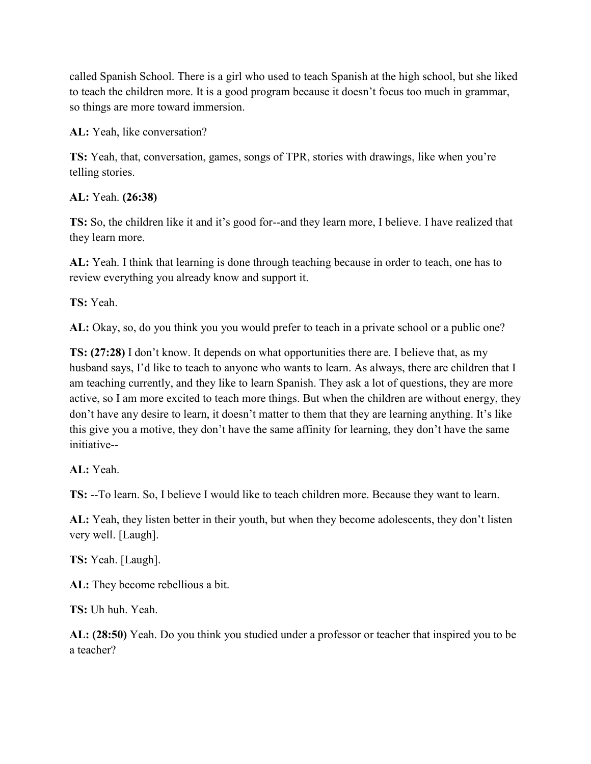called Spanish School. There is a girl who used to teach Spanish at the high school, but she liked to teach the children more. It is a good program because it doesn't focus too much in grammar, so things are more toward immersion.

**AL:** Yeah, like conversation?

**TS:** Yeah, that, conversation, games, songs of TPR, stories with drawings, like when you're telling stories.

**AL:** Yeah. **(26:38)**

**TS:** So, the children like it and it's good for--and they learn more, I believe. I have realized that they learn more.

**AL:** Yeah. I think that learning is done through teaching because in order to teach, one has to review everything you already know and support it.

**TS:** Yeah.

**AL:** Okay, so, do you think you you would prefer to teach in a private school or a public one?

**TS: (27:28)** I don't know. It depends on what opportunities there are. I believe that, as my husband says, I'd like to teach to anyone who wants to learn. As always, there are children that I am teaching currently, and they like to learn Spanish. They ask a lot of questions, they are more active, so I am more excited to teach more things. But when the children are without energy, they don't have any desire to learn, it doesn't matter to them that they are learning anything. It's like this give you a motive, they don't have the same affinity for learning, they don't have the same initiative--

**AL:** Yeah.

**TS:** --To learn. So, I believe I would like to teach children more. Because they want to learn.

**AL:** Yeah, they listen better in their youth, but when they become adolescents, they don't listen very well. [Laugh].

**TS:** Yeah. [Laugh].

**AL:** They become rebellious a bit.

**TS:** Uh huh. Yeah.

**AL: (28:50)** Yeah. Do you think you studied under a professor or teacher that inspired you to be a teacher?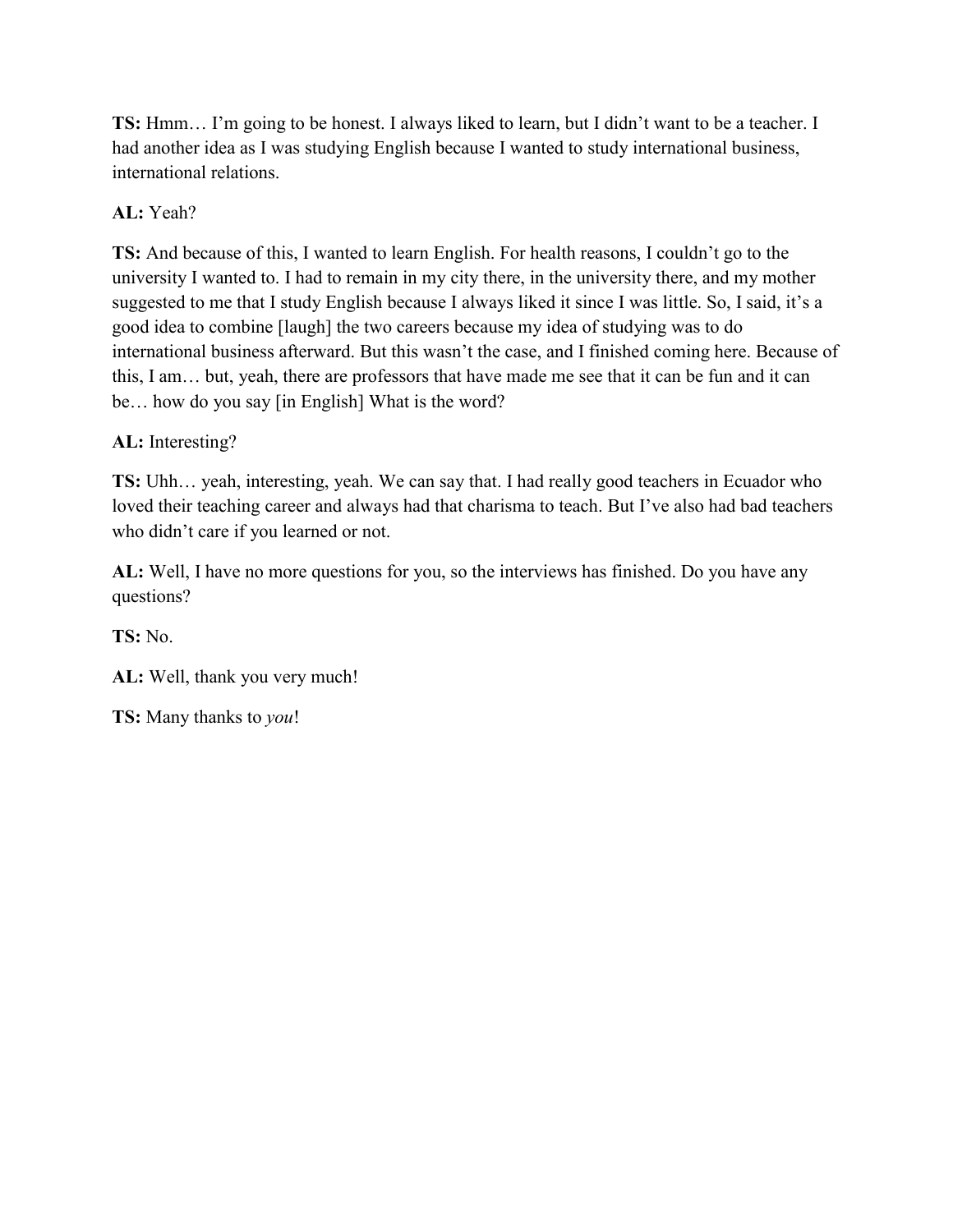**TS:** Hmm… I'm going to be honest. I always liked to learn, but I didn't want to be a teacher. I had another idea as I was studying English because I wanted to study international business, international relations.

**AL:** Yeah?

**TS:** And because of this, I wanted to learn English. For health reasons, I couldn't go to the university I wanted to. I had to remain in my city there, in the university there, and my mother suggested to me that I study English because I always liked it since I was little. So, I said, it's a good idea to combine [laugh] the two careers because my idea of studying was to do international business afterward. But this wasn't the case, and I finished coming here. Because of this, I am… but, yeah, there are professors that have made me see that it can be fun and it can be… how do you say [in English] What is the word?

**AL:** Interesting?

**TS:** Uhh… yeah, interesting, yeah. We can say that. I had really good teachers in Ecuador who loved their teaching career and always had that charisma to teach. But I've also had bad teachers who didn't care if you learned or not.

**AL:** Well, I have no more questions for you, so the interviews has finished. Do you have any questions?

**TS:** No.

**AL:** Well, thank you very much!

**TS:** Many thanks to *you*!